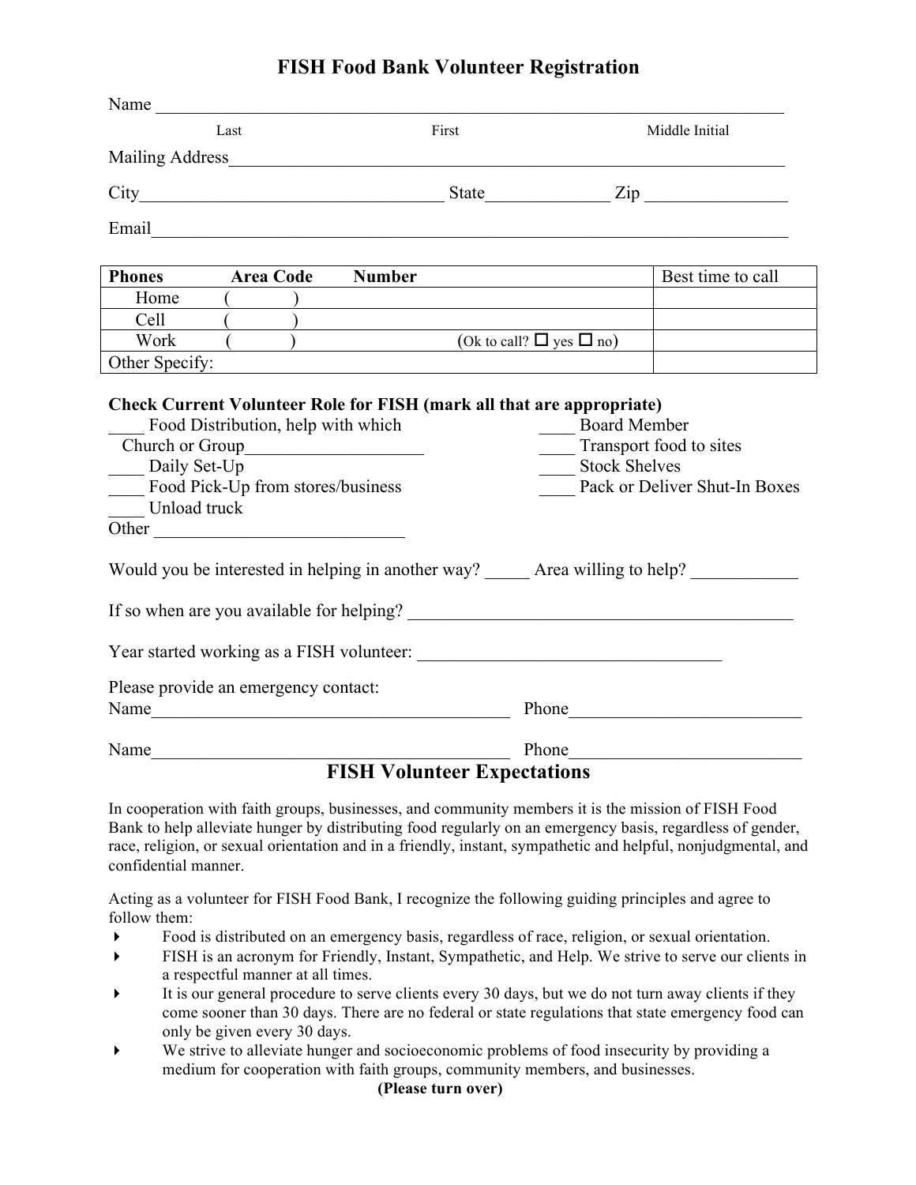# FISH Food Bank Volunteer Registration

Name ______________________________________________________________________

Last First Middle Initial

Mailing Address_______________________________________________________________

City_________________________________ State______________ Zip ________________

Email_________________________________________________________________________

| Phones | Area Code | Number | Best time to call |
|---|---|---|---|
| Home | ( ) | | |
| Cell | ( ) | | |
| Work | ( ) | (Ok to call? ☐ yes ☐ no) | |
| Other Specify: | | | |

**Check Current Volunteer Role for FISH (mark all that are appropriate)**

____ Food Distribution, help with which Church or Group____________________

____ Daily Set-Up

____ Food Pick-Up from stores/business

____ Unload truck

Other ____________________________

____ Board Member

____ Transport food to sites

____ Stock Shelves

____ Pack or Deliver Shut-In Boxes

Would you be interested in helping in another way? _____ Area willing to help? ____________

If so when are you available for helping? ____________________________________________

Year started working as a FISH volunteer: __________________________________

Please provide an emergency contact:

Name________________________________________ Phone__________________________

Name________________________________________ Phone__________________________

## FISH Volunteer Expectations

In cooperation with faith groups, businesses, and community members it is the mission of FISH Food Bank to help alleviate hunger by distributing food regularly on an emergency basis, regardless of gender, race, religion, or sexual orientation and in a friendly, instant, sympathetic and helpful, nonjudgmental, and confidential manner.

Acting as a volunteer for FISH Food Bank, I recognize the following guiding principles and agree to follow them:

- Food is distributed on an emergency basis, regardless of race, religion, or sexual orientation.
- FISH is an acronym for Friendly, Instant, Sympathetic, and Help. We strive to serve our clients in a respectful manner at all times.
- It is our general procedure to serve clients every 30 days, but we do not turn away clients if they come sooner than 30 days. There are no federal or state regulations that state emergency food can only be given every 30 days.
- We strive to alleviate hunger and socioeconomic problems of food insecurity by providing a medium for cooperation with faith groups, community members, and businesses.

**(Please turn over)**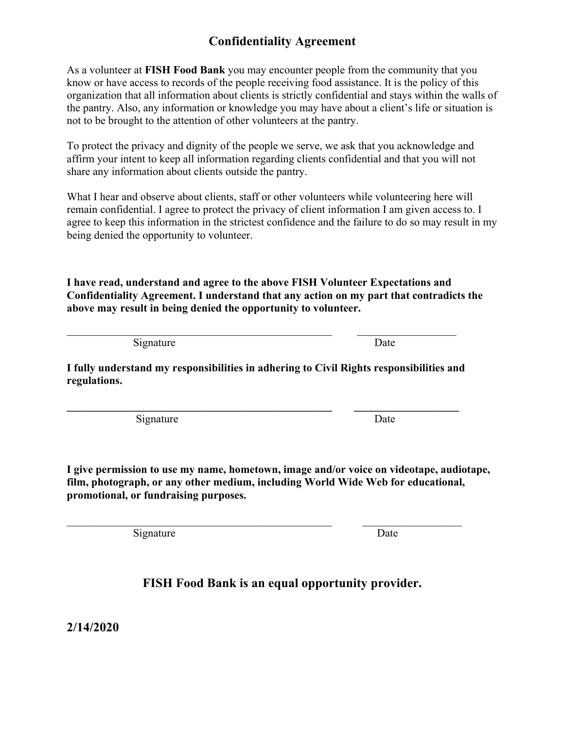# Confidentiality Agreement

As a volunteer at **FISH Food Bank** you may encounter people from the community that you know or have access to records of the people receiving food assistance. It is the policy of this organization that all information about clients is strictly confidential and stays within the walls of the pantry. Also, any information or knowledge you may have about a client's life or situation is not to be brought to the attention of other volunteers at the pantry.

To protect the privacy and dignity of the people we serve, we ask that you acknowledge and affirm your intent to keep all information regarding clients confidential and that you will not share any information about clients outside the pantry.

What I hear and observe about clients, staff or other volunteers while volunteering here will remain confidential. I agree to protect the privacy of client information I am given access to. I agree to keep this information in the strictest confidence and the failure to do so may result in my being denied the opportunity to volunteer.

**I have read, understand and agree to the above FISH Volunteer Expectations and Confidentiality Agreement. I understand that any action on my part that contradicts the above may result in being denied the opportunity to volunteer.**

\_\_\_\_\_\_\_\_\_\_\_\_\_\_\_\_\_\_\_\_\_\_\_\_\_\_\_\_\_\_\_\_\_\_\_\_\_\_\_\_\_\_\_\_ \_\_\_\_\_\_\_\_\_\_\_\_\_\_\_\_\_\_
Signature Date

**I fully understand my responsibilities in adhering to Civil Rights responsibilities and regulations.**

\_\_\_\_\_\_\_\_\_\_\_\_\_\_\_\_\_\_\_\_\_\_\_\_\_\_\_\_\_\_\_\_\_\_\_\_\_\_\_\_\_\_\_\_ \_\_\_\_\_\_\_\_\_\_\_\_\_\_\_\_\_\_
Signature Date

**I give permission to use my name, hometown, image and/or voice on videotape, audiotape, film, photograph, or any other medium, including World Wide Web for educational, promotional, or fundraising purposes.**

\_\_\_\_\_\_\_\_\_\_\_\_\_\_\_\_\_\_\_\_\_\_\_\_\_\_\_\_\_\_\_\_\_\_\_\_\_\_\_\_\_\_\_\_ \_\_\_\_\_\_\_\_\_\_\_\_\_\_\_\_\_\_
Signature Date

## FISH Food Bank is an equal opportunity provider.

**2/14/2020**